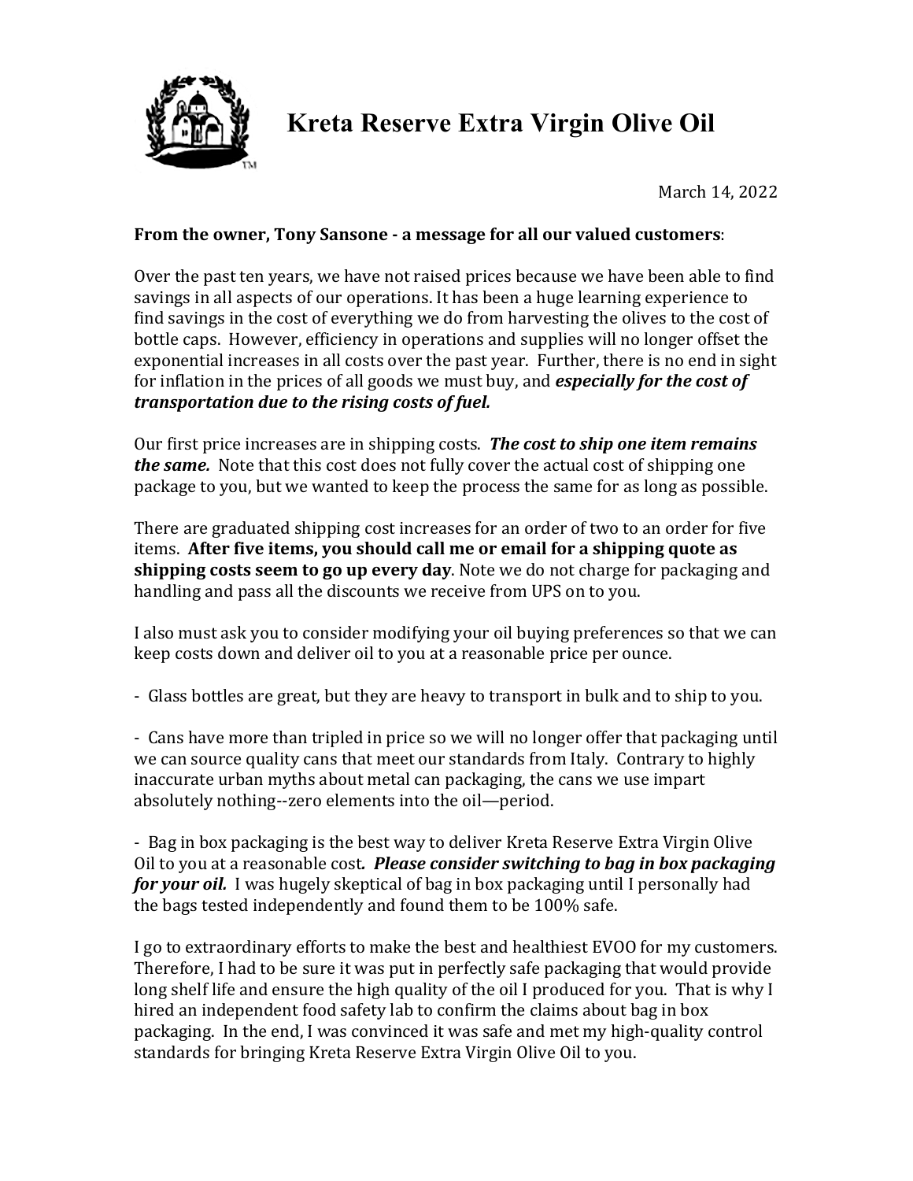# Kreta Reserve Extra Virgin Olive Oil

March 14, 2022

**From the owner, Tony Sansone - a message for all our valued customers**:

Over the past ten years, we have not raised prices because we have been able to find savings in all aspects of our operations. It has been a huge learning experience to find savings in the cost of everything we do from harvesting the olives to the cost of bottle caps. However, efficiency in operations and supplies will no longer offset the exponential increases in all costs over the past year. Further, there is no end in sight for inflation in the prices of all goods we must buy, and ***especially for the cost of transportation due to the rising costs of fuel.***

Our first price increases are in shipping costs. ***The cost to ship one item remains the same.*** Note that this cost does not fully cover the actual cost of shipping one package to you, but we wanted to keep the process the same for as long as possible.

There are graduated shipping cost increases for an order of two to an order for five items. **After five items, you should call me or email for a shipping quote as shipping costs seem to go up every day**. Note we do not charge for packaging and handling and pass all the discounts we receive from UPS on to you.

I also must ask you to consider modifying your oil buying preferences so that we can keep costs down and deliver oil to you at a reasonable price per ounce.

- Glass bottles are great, but they are heavy to transport in bulk and to ship to you.

- Cans have more than tripled in price so we will no longer offer that packaging until we can source quality cans that meet our standards from Italy. Contrary to highly inaccurate urban myths about metal can packaging, the cans we use impart absolutely nothing--zero elements into the oil—period.

- Bag in box packaging is the best way to deliver Kreta Reserve Extra Virgin Olive Oil to you at a reasonable cost**.** ***Please consider switching to bag in box packaging for your oil.*** I was hugely skeptical of bag in box packaging until I personally had the bags tested independently and found them to be 100% safe.

I go to extraordinary efforts to make the best and healthiest EVOO for my customers. Therefore, I had to be sure it was put in perfectly safe packaging that would provide long shelf life and ensure the high quality of the oil I produced for you. That is why I hired an independent food safety lab to confirm the claims about bag in box packaging. In the end, I was convinced it was safe and met my high-quality control standards for bringing Kreta Reserve Extra Virgin Olive Oil to you.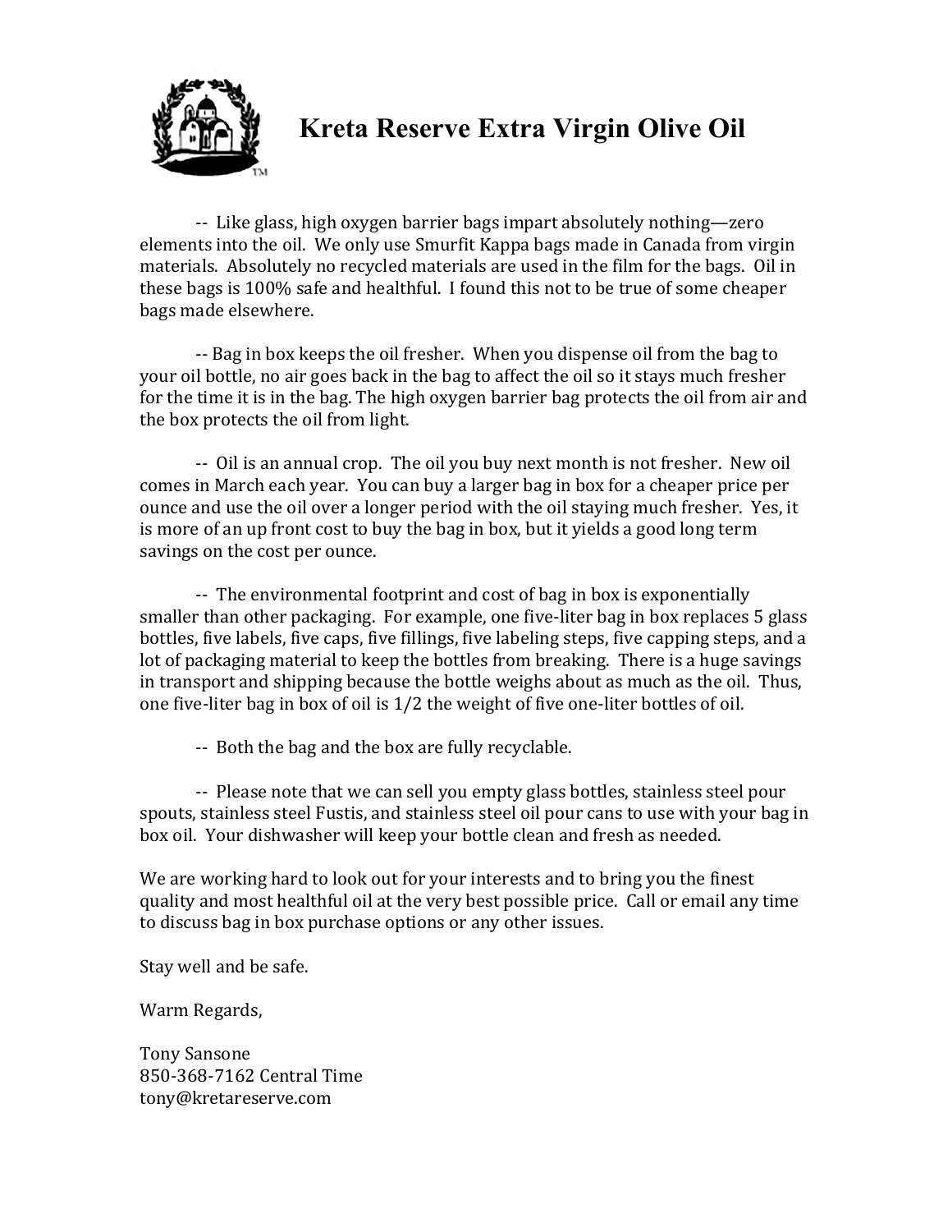# Kreta Reserve Extra Virgin Olive Oil

-- Like glass, high oxygen barrier bags impart absolutely nothing—zero elements into the oil. We only use Smurfit Kappa bags made in Canada from virgin materials. Absolutely no recycled materials are used in the film for the bags. Oil in these bags is 100% safe and healthful. I found this not to be true of some cheaper bags made elsewhere.

-- Bag in box keeps the oil fresher. When you dispense oil from the bag to your oil bottle, no air goes back in the bag to affect the oil so it stays much fresher for the time it is in the bag. The high oxygen barrier bag protects the oil from air and the box protects the oil from light.

-- Oil is an annual crop. The oil you buy next month is not fresher. New oil comes in March each year. You can buy a larger bag in box for a cheaper price per ounce and use the oil over a longer period with the oil staying much fresher. Yes, it is more of an up front cost to buy the bag in box, but it yields a good long term savings on the cost per ounce.

-- The environmental footprint and cost of bag in box is exponentially smaller than other packaging. For example, one five-liter bag in box replaces 5 glass bottles, five labels, five caps, five fillings, five labeling steps, five capping steps, and a lot of packaging material to keep the bottles from breaking. There is a huge savings in transport and shipping because the bottle weighs about as much as the oil. Thus, one five-liter bag in box of oil is 1/2 the weight of five one-liter bottles of oil.

-- Both the bag and the box are fully recyclable.

-- Please note that we can sell you empty glass bottles, stainless steel pour spouts, stainless steel Fustis, and stainless steel oil pour cans to use with your bag in box oil. Your dishwasher will keep your bottle clean and fresh as needed.

We are working hard to look out for your interests and to bring you the finest quality and most healthful oil at the very best possible price. Call or email any time to discuss bag in box purchase options or any other issues.

Stay well and be safe.

Warm Regards,

Tony Sansone
850-368-7162 Central Time
tony@kretareserve.com